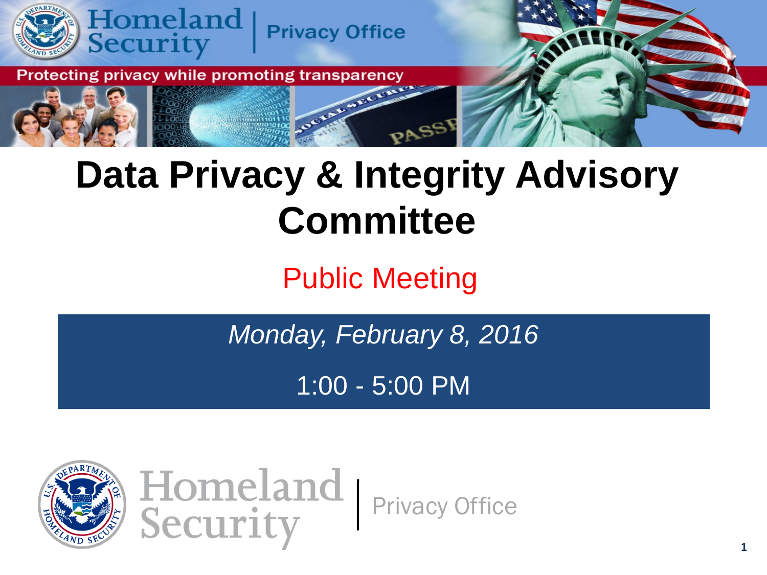Homeland Security | Privacy Office

Protecting privacy while promoting transparency

# Data Privacy & Integrity Advisory Committee

## Public Meeting

*Monday, February 8, 2016*

1:00 - 5:00 PM

Homeland Security | Privacy Office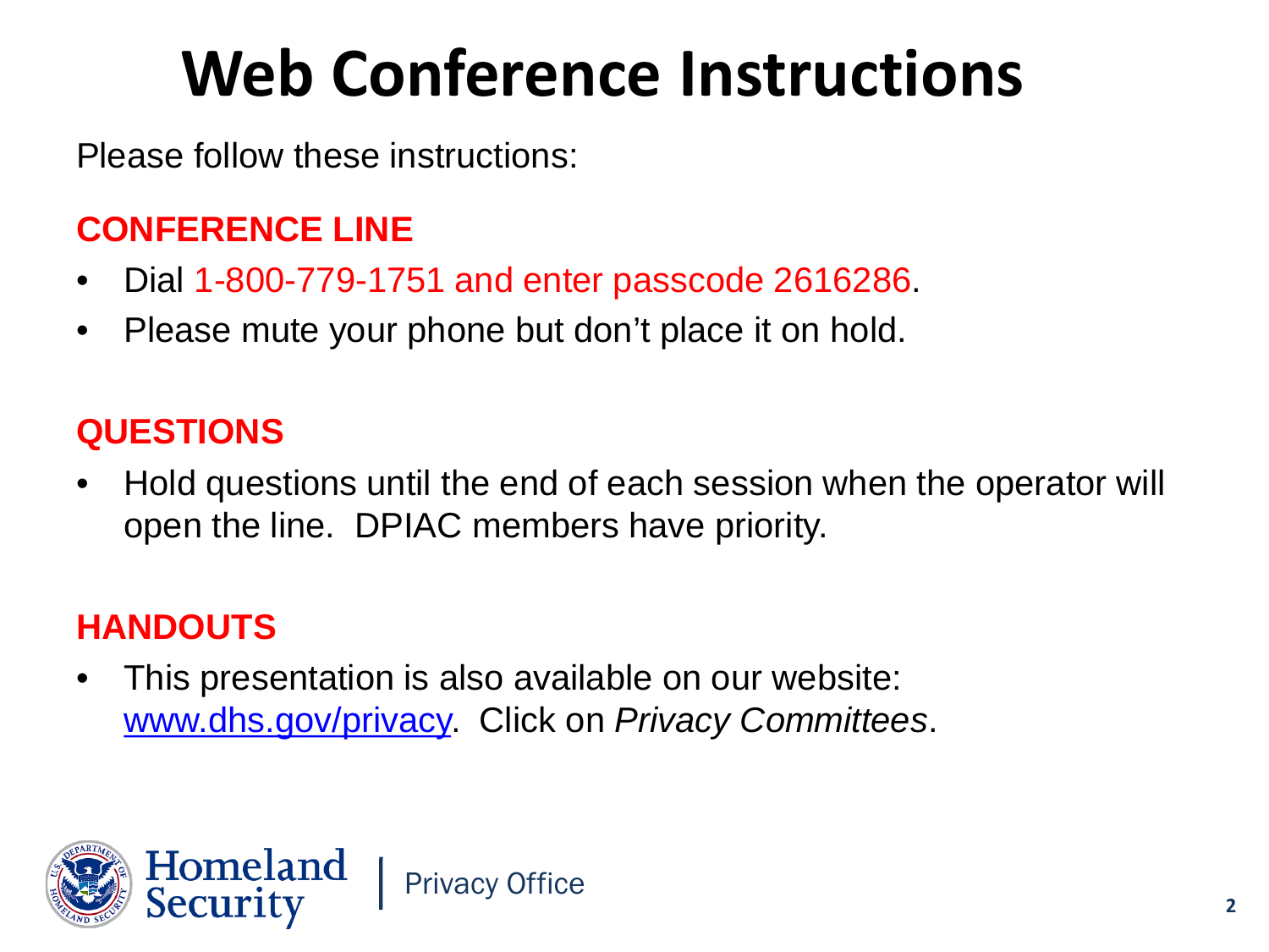# Web Conference Instructions

Please follow these instructions:

**CONFERENCE LINE**

- Dial 1-800-779-1751 and enter passcode 2616286.
- Please mute your phone but don't place it on hold.

**QUESTIONS**

- Hold questions until the end of each session when the operator will open the line. DPIAC members have priority.

**HANDOUTS**

- This presentation is also available on our website: www.dhs.gov/privacy. Click on *Privacy Committees*.

Homeland Security | Privacy Office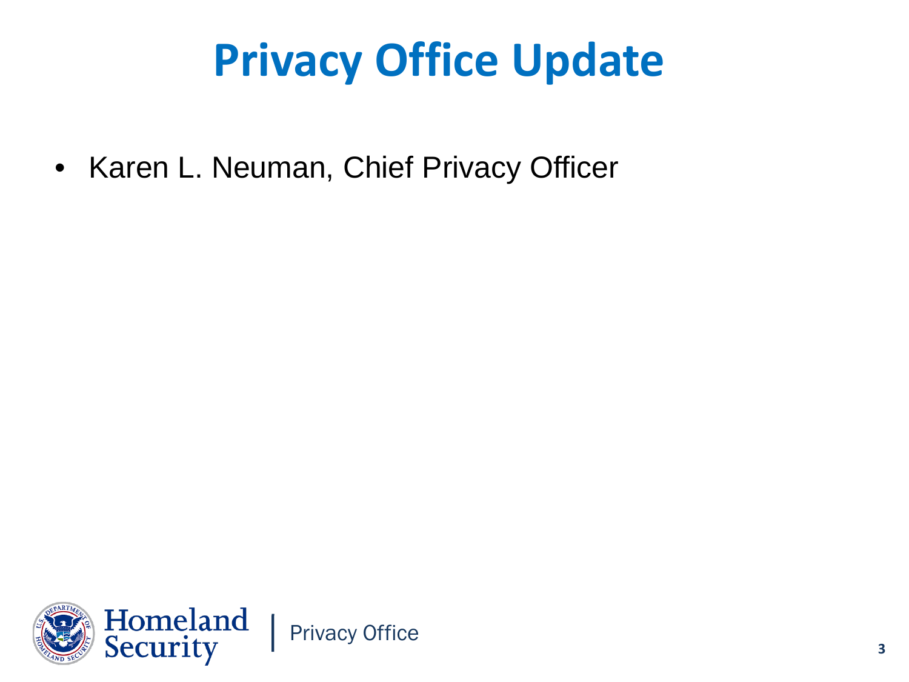# Privacy Office Update

- Karen L. Neuman, Chief Privacy Officer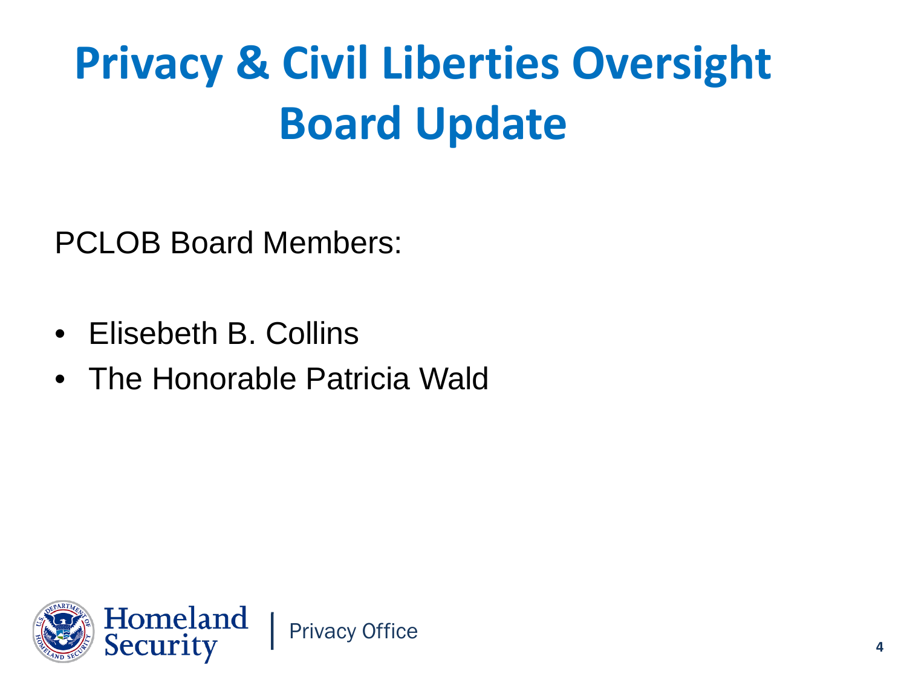# Privacy & Civil Liberties Oversight Board Update

PCLOB Board Members:

- Elisebeth B. Collins
- The Honorable Patricia Wald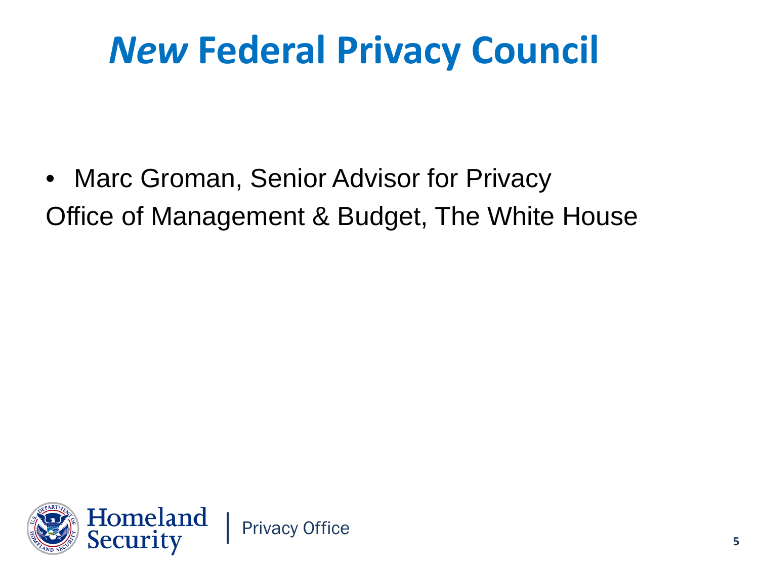# *New* Federal Privacy Council

- Marc Groman, Senior Advisor for Privacy

Office of Management & Budget, The White House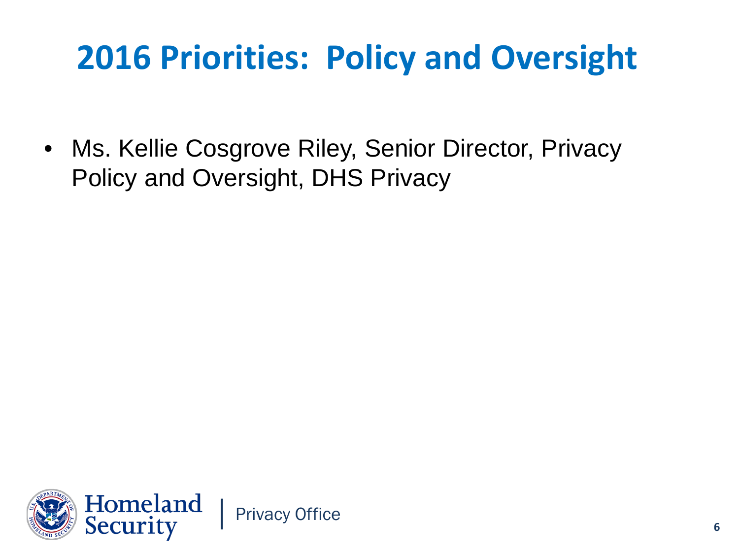# 2016 Priorities: Policy and Oversight

- Ms. Kellie Cosgrove Riley, Senior Director, Privacy Policy and Oversight, DHS Privacy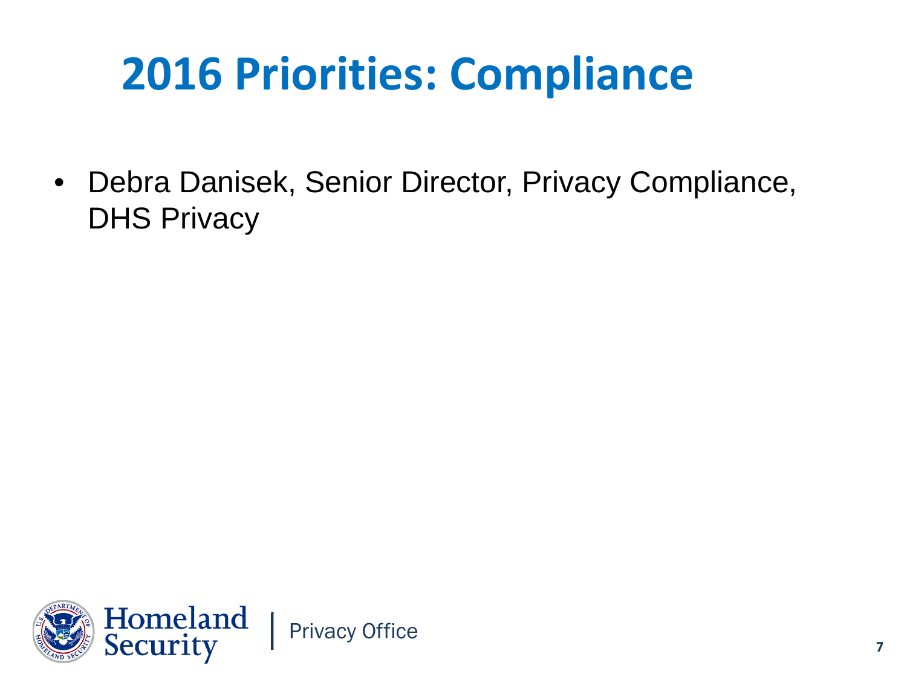# 2016 Priorities: Compliance

- Debra Danisek, Senior Director, Privacy Compliance, DHS Privacy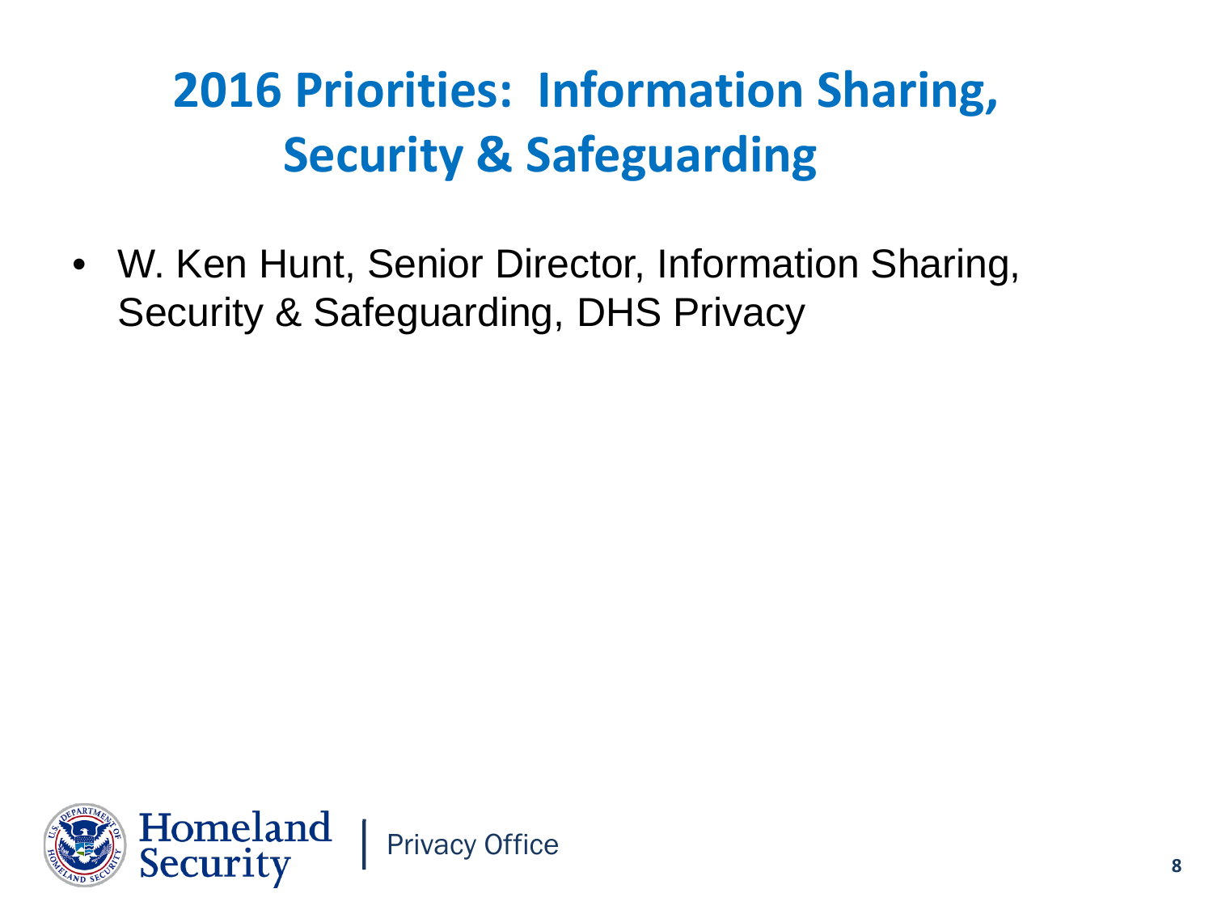# 2016 Priorities: Information Sharing, Security & Safeguarding

- W. Ken Hunt, Senior Director, Information Sharing, Security & Safeguarding, DHS Privacy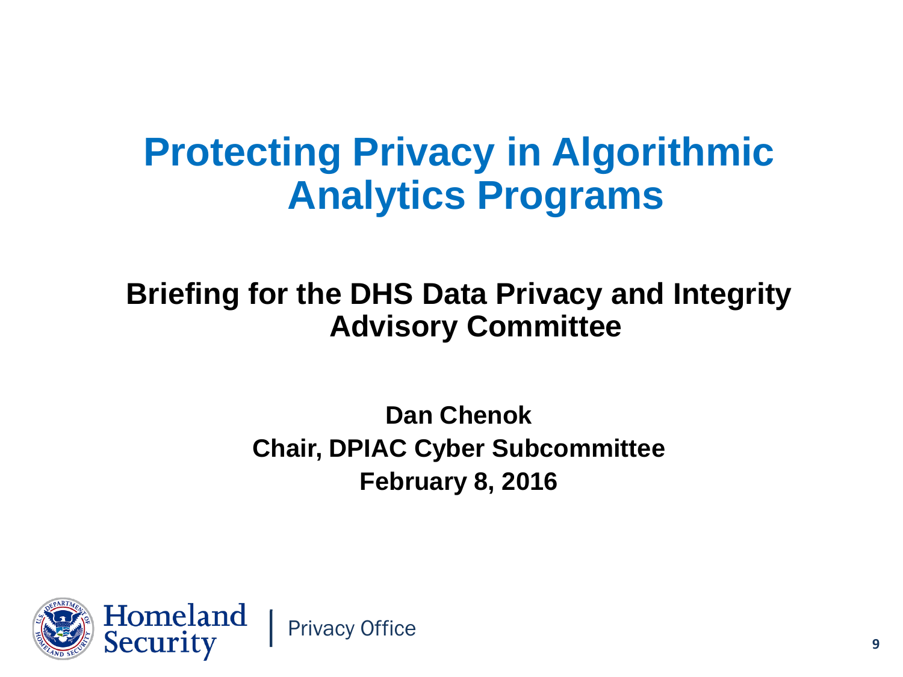# Protecting Privacy in Algorithmic Analytics Programs

**Briefing for the DHS Data Privacy and Integrity Advisory Committee**

**Dan Chenok**
**Chair, DPIAC Cyber Subcommittee**
**February 8, 2016**

Homeland Security | Privacy Office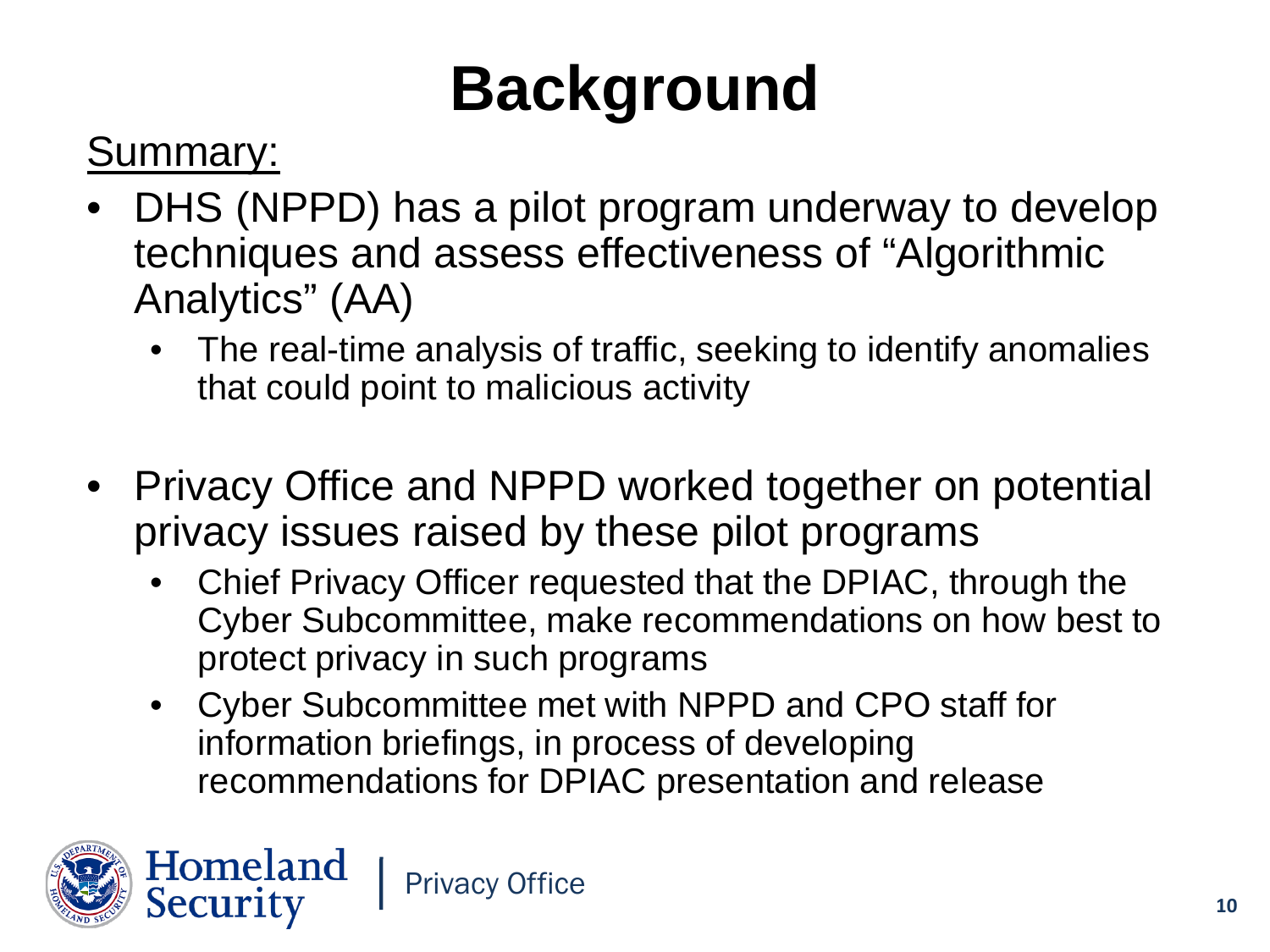# Background

Summary:

- DHS (NPPD) has a pilot program underway to develop techniques and assess effectiveness of "Algorithmic Analytics" (AA)
  - The real-time analysis of traffic, seeking to identify anomalies that could point to malicious activity
- Privacy Office and NPPD worked together on potential privacy issues raised by these pilot programs
  - Chief Privacy Officer requested that the DPIAC, through the Cyber Subcommittee, make recommendations on how best to protect privacy in such programs
  - Cyber Subcommittee met with NPPD and CPO staff for information briefings, in process of developing recommendations for DPIAC presentation and release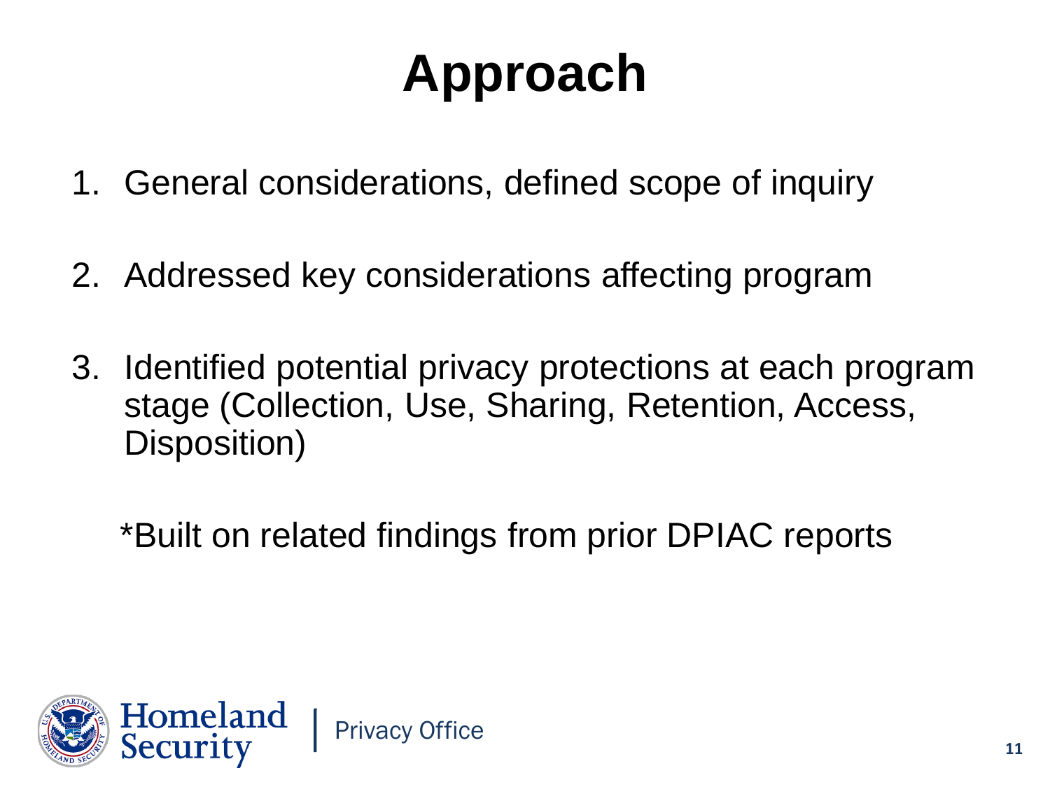# Approach

1. General considerations, defined scope of inquiry
2. Addressed key considerations affecting program
3. Identified potential privacy protections at each program stage (Collection, Use, Sharing, Retention, Access, Disposition)

*Built on related findings from prior DPIAC reports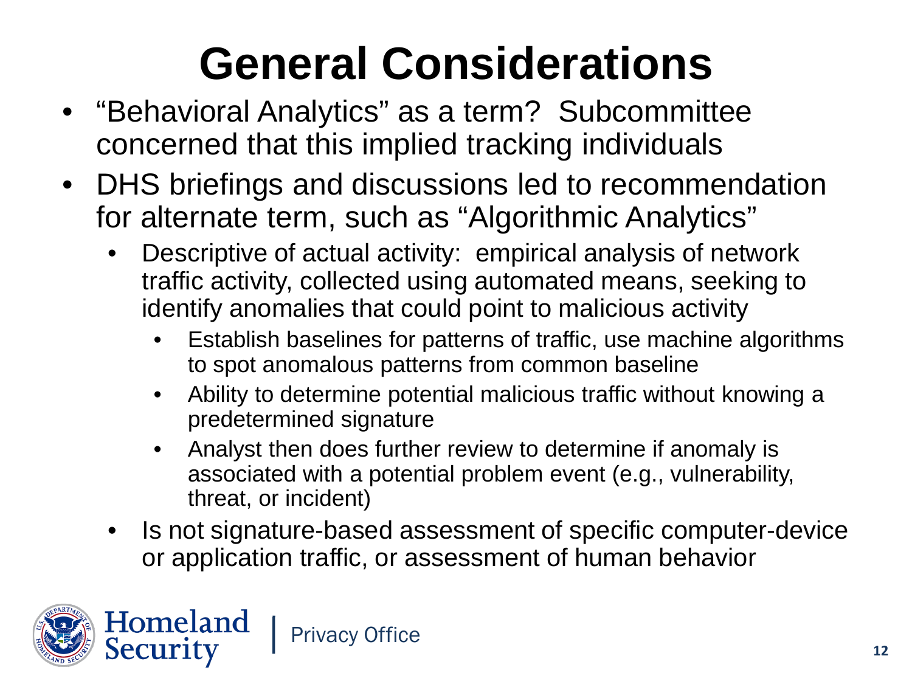# General Considerations

- "Behavioral Analytics" as a term? Subcommittee concerned that this implied tracking individuals
- DHS briefings and discussions led to recommendation for alternate term, such as "Algorithmic Analytics"
  - Descriptive of actual activity: empirical analysis of network traffic activity, collected using automated means, seeking to identify anomalies that could point to malicious activity
    - Establish baselines for patterns of traffic, use machine algorithms to spot anomalous patterns from common baseline
    - Ability to determine potential malicious traffic without knowing a predetermined signature
    - Analyst then does further review to determine if anomaly is associated with a potential problem event (e.g., vulnerability, threat, or incident)
  - Is not signature-based assessment of specific computer-device or application traffic, or assessment of human behavior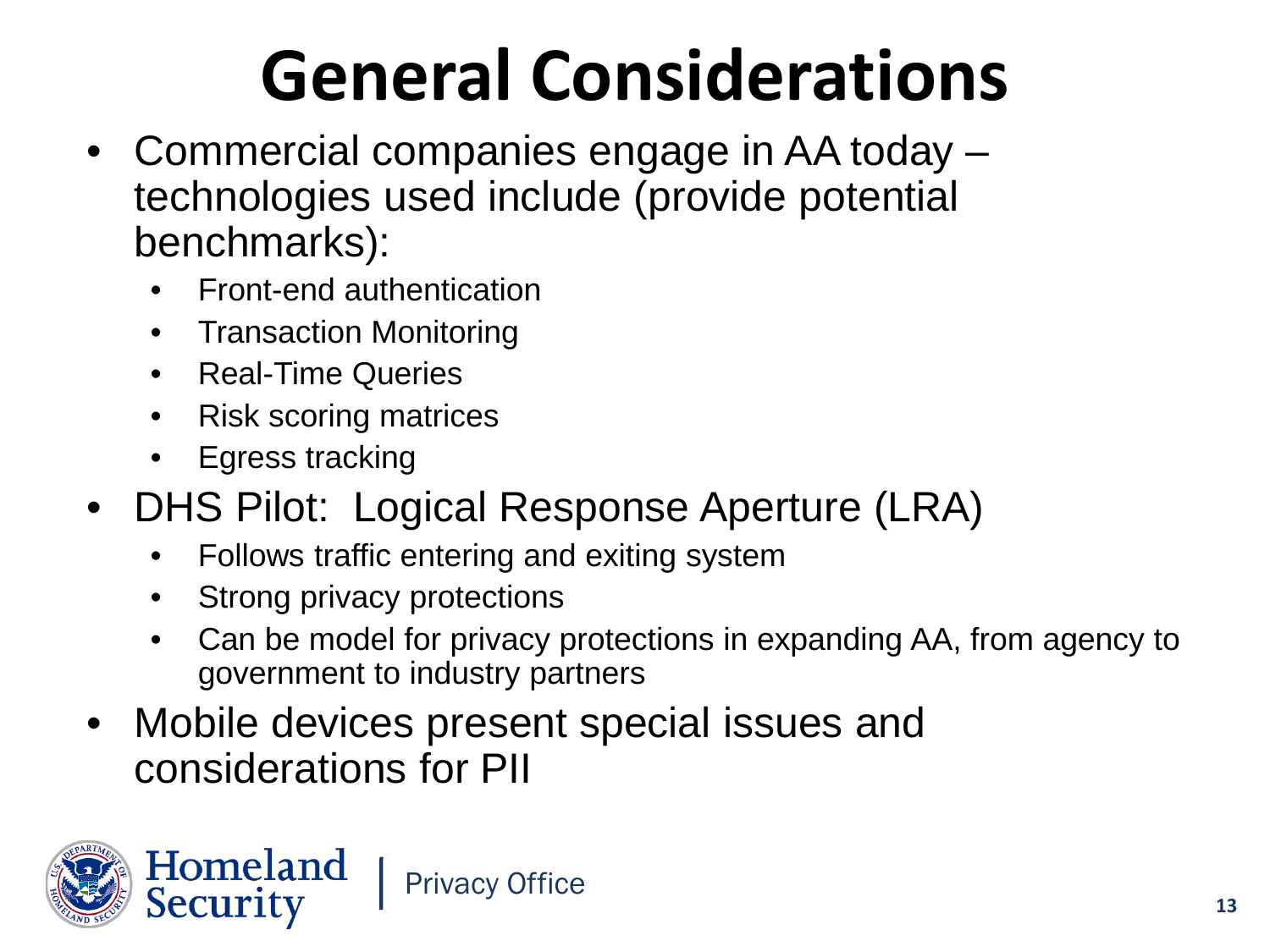# General Considerations

- Commercial companies engage in AA today – technologies used include (provide potential benchmarks):
    - Front-end authentication
    - Transaction Monitoring
    - Real-Time Queries
    - Risk scoring matrices
    - Egress tracking
- DHS Pilot: Logical Response Aperture (LRA)
    - Follows traffic entering and exiting system
    - Strong privacy protections
    - Can be model for privacy protections in expanding AA, from agency to government to industry partners
- Mobile devices present special issues and considerations for PII

Homeland Security | Privacy Office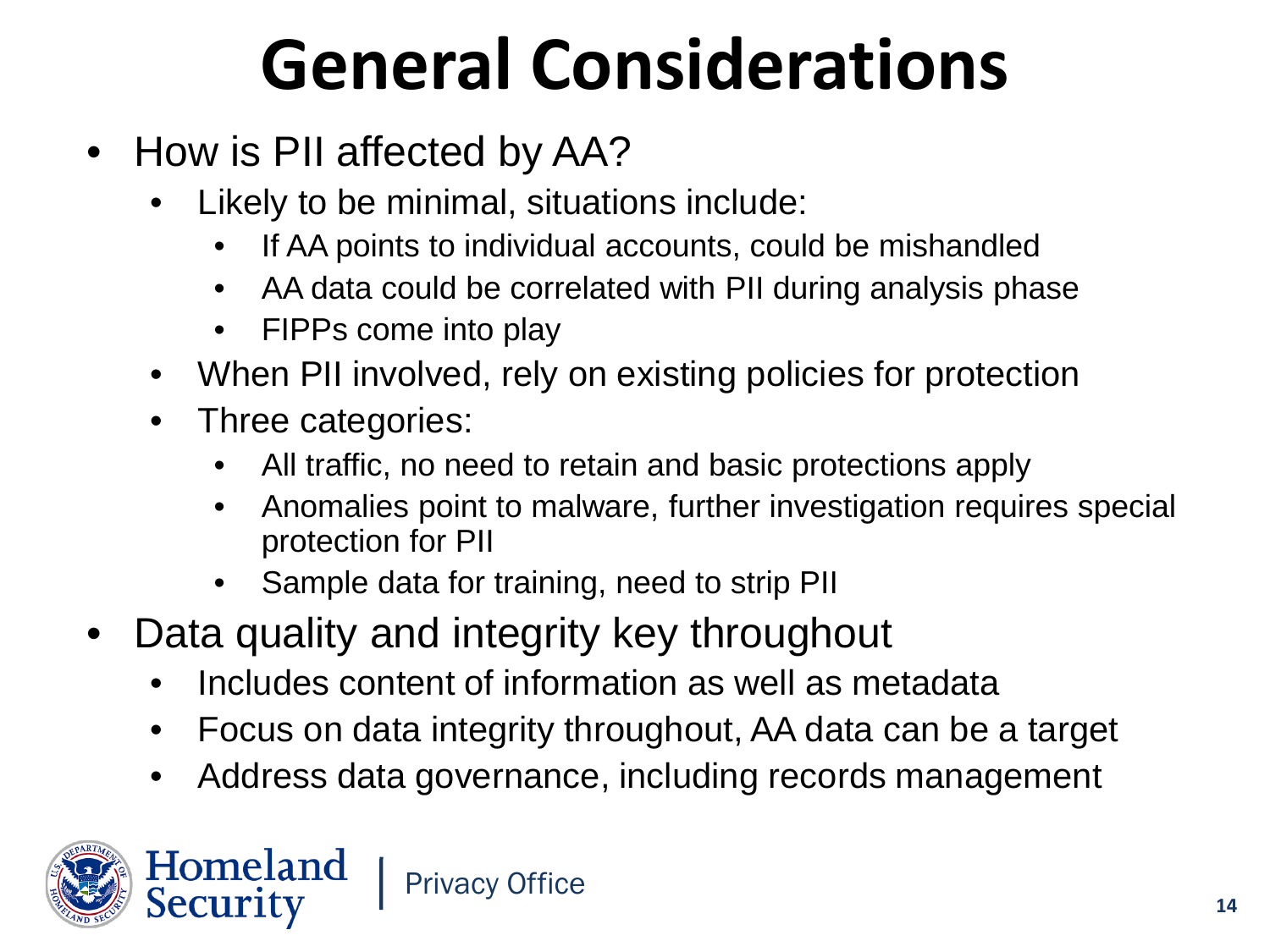# General Considerations

- How is PII affected by AA?
  - Likely to be minimal, situations include:
    - If AA points to individual accounts, could be mishandled
    - AA data could be correlated with PII during analysis phase
    - FIPPs come into play
  - When PII involved, rely on existing policies for protection
  - Three categories:
    - All traffic, no need to retain and basic protections apply
    - Anomalies point to malware, further investigation requires special protection for PII
    - Sample data for training, need to strip PII
- Data quality and integrity key throughout
  - Includes content of information as well as metadata
  - Focus on data integrity throughout, AA data can be a target
  - Address data governance, including records management

Homeland Security | Privacy Office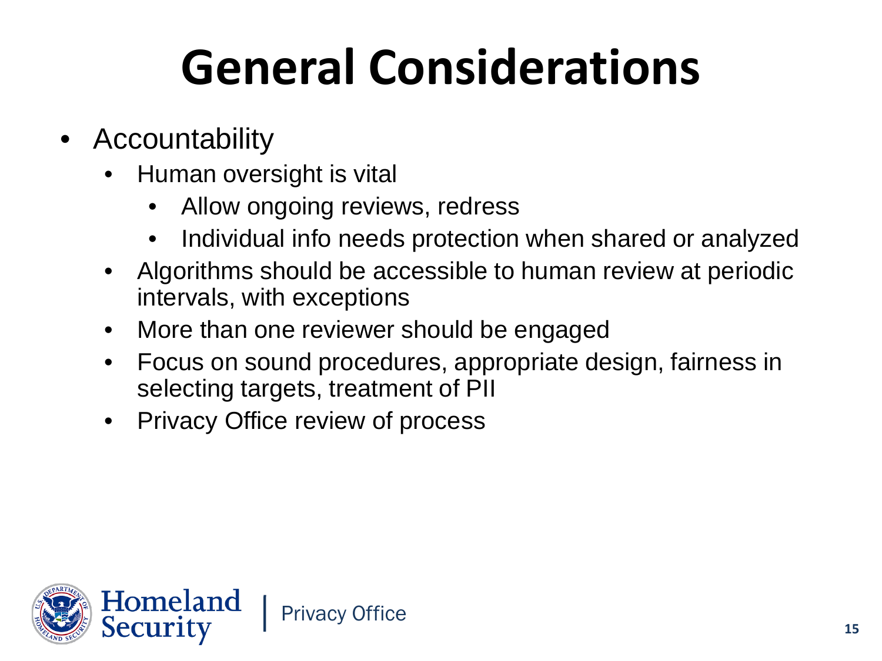# General Considerations

- Accountability
  - Human oversight is vital
    - Allow ongoing reviews, redress
    - Individual info needs protection when shared or analyzed
  - Algorithms should be accessible to human review at periodic intervals, with exceptions
  - More than one reviewer should be engaged
  - Focus on sound procedures, appropriate design, fairness in selecting targets, treatment of PII
  - Privacy Office review of process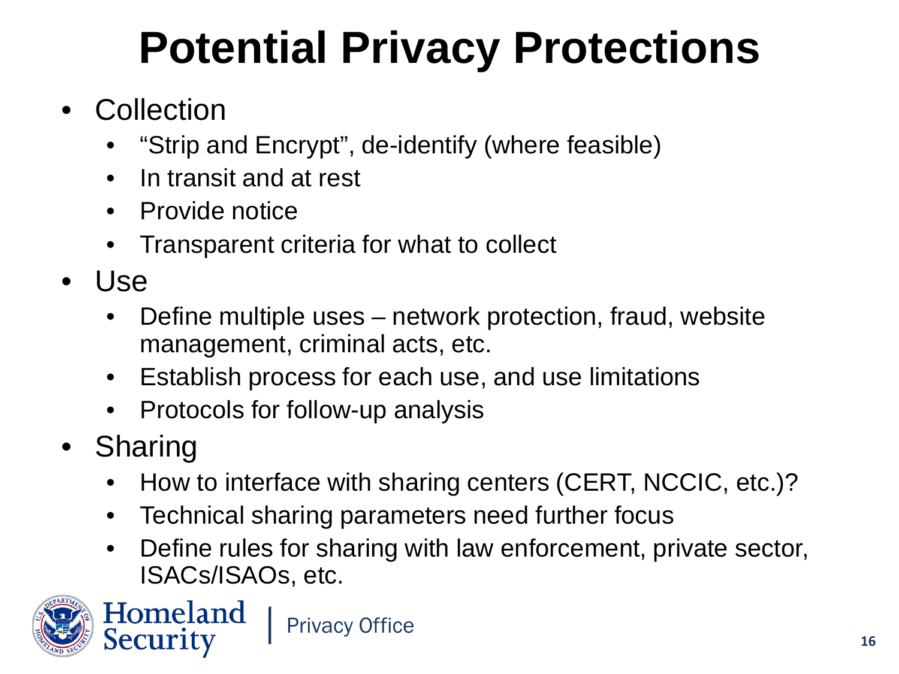# Potential Privacy Protections

- Collection
  - “Strip and Encrypt”, de-identify (where feasible)
  - In transit and at rest
  - Provide notice
  - Transparent criteria for what to collect
- Use
  - Define multiple uses – network protection, fraud, website management, criminal acts, etc.
  - Establish process for each use, and use limitations
  - Protocols for follow-up analysis
- Sharing
  - How to interface with sharing centers (CERT, NCCIC, etc.)?
  - Technical sharing parameters need further focus
  - Define rules for sharing with law enforcement, private sector, ISACs/ISAOs, etc.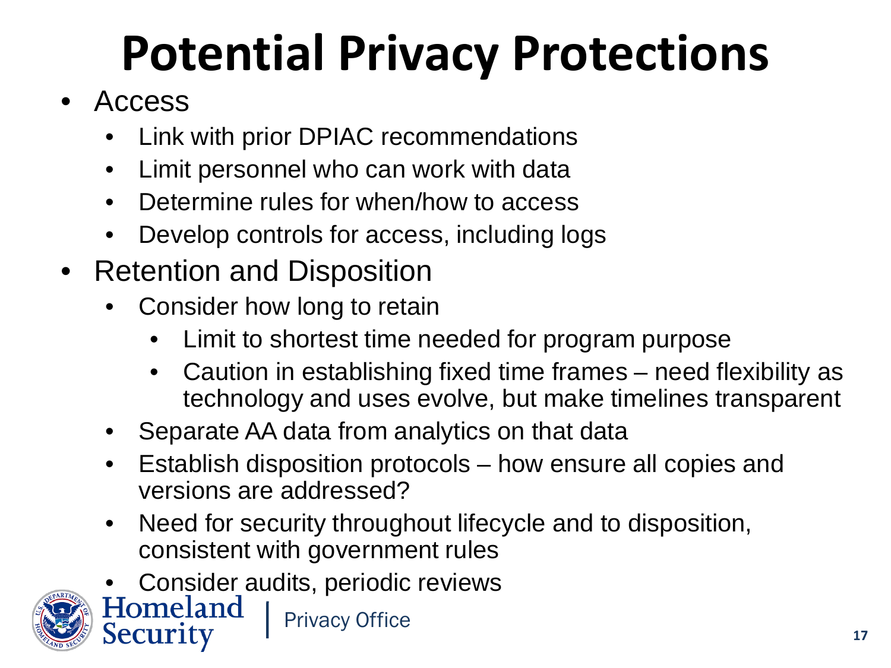# Potential Privacy Protections

- Access
  - Link with prior DPIAC recommendations
  - Limit personnel who can work with data
  - Determine rules for when/how to access
  - Develop controls for access, including logs
- Retention and Disposition
  - Consider how long to retain
    - Limit to shortest time needed for program purpose
    - Caution in establishing fixed time frames – need flexibility as technology and uses evolve, but make timelines transparent
  - Separate AA data from analytics on that data
  - Establish disposition protocols – how ensure all copies and versions are addressed?
  - Need for security throughout lifecycle and to disposition, consistent with government rules
  - Consider audits, periodic reviews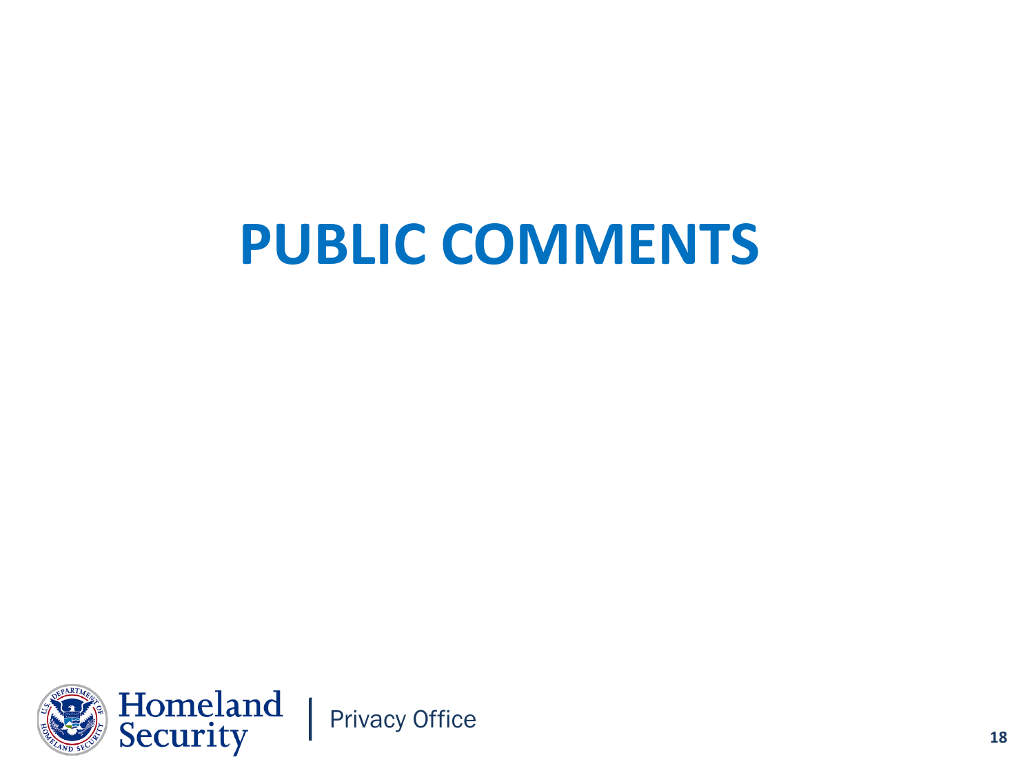# PUBLIC COMMENTS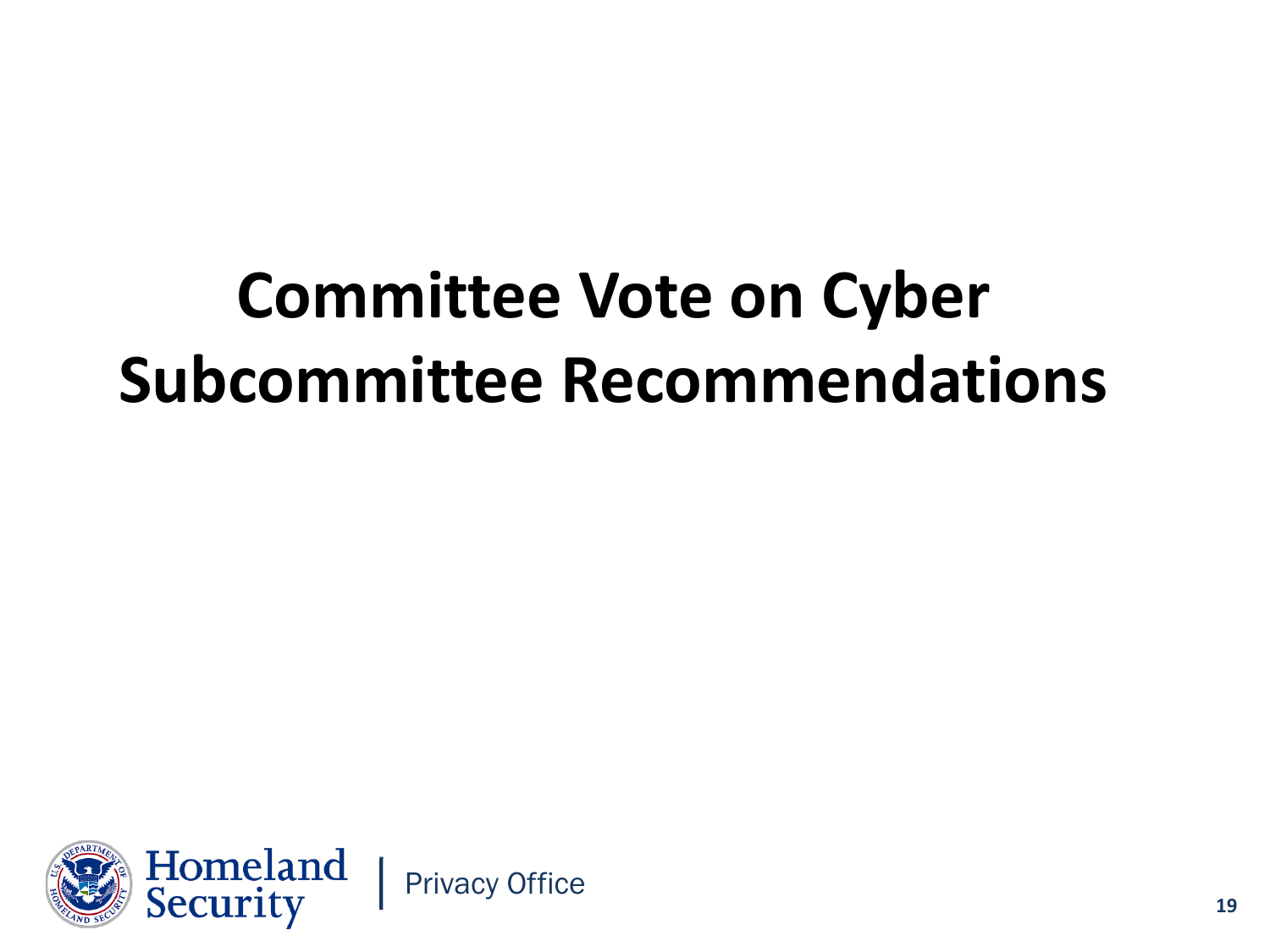# Committee Vote on Cyber Subcommittee Recommendations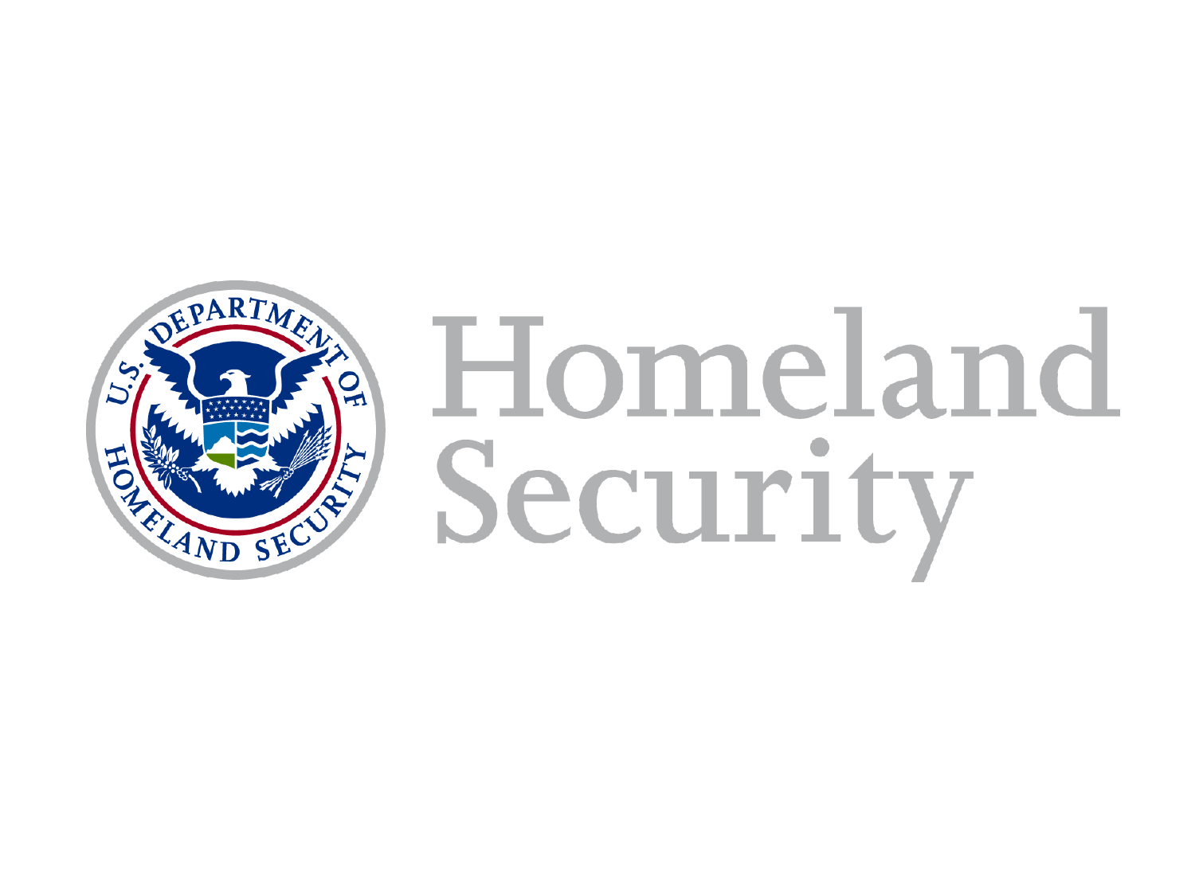Homeland Security